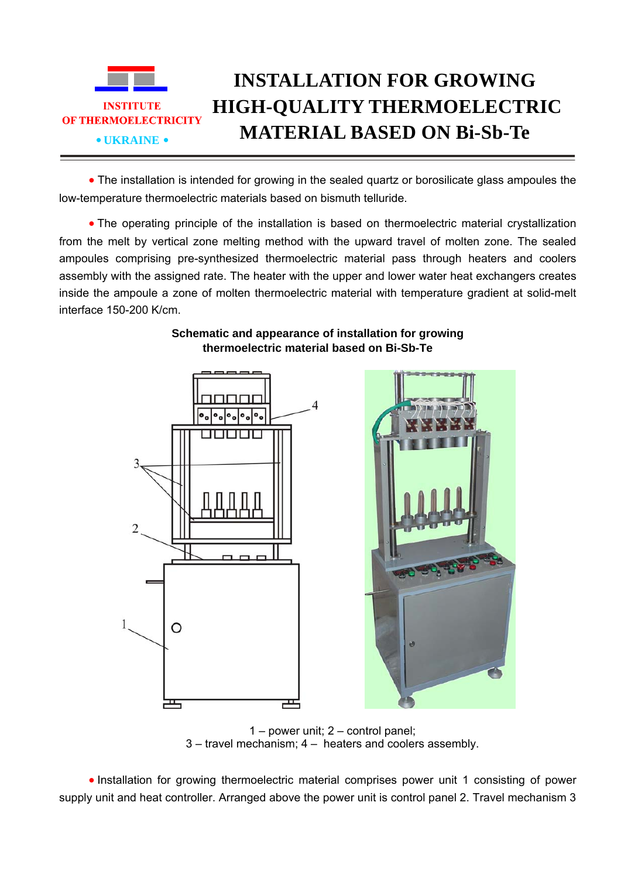INSTITUTE
OF THERMOELECTRICITY
• UKRAINE •

# INSTALLATION FOR GROWING HIGH-QUALITY THERMOELECTRIC MATERIAL BASED ON Bi-Sb-Te

• The installation is intended for growing in the sealed quartz or borosilicate glass ampoules the low-temperature thermoelectric materials based on bismuth telluride.

• The operating principle of the installation is based on thermoelectric material crystallization from the melt by vertical zone melting method with the upward travel of molten zone. The sealed ampoules comprising pre-synthesized thermoelectric material pass through heaters and coolers assembly with the assigned rate. The heater with the upper and lower water heat exchangers creates inside the ampoule a zone of molten thermoelectric material with temperature gradient at solid-melt interface 150-200 K/cm.

**Schematic and appearance of installation for growing thermoelectric material based on Bi-Sb-Te**

1 – power unit; 2 – control panel;
3 – travel mechanism; 4 – heaters and coolers assembly.

• Installation for growing thermoelectric material comprises power unit 1 consisting of power supply unit and heat controller. Arranged above the power unit is control panel 2. Travel mechanism 3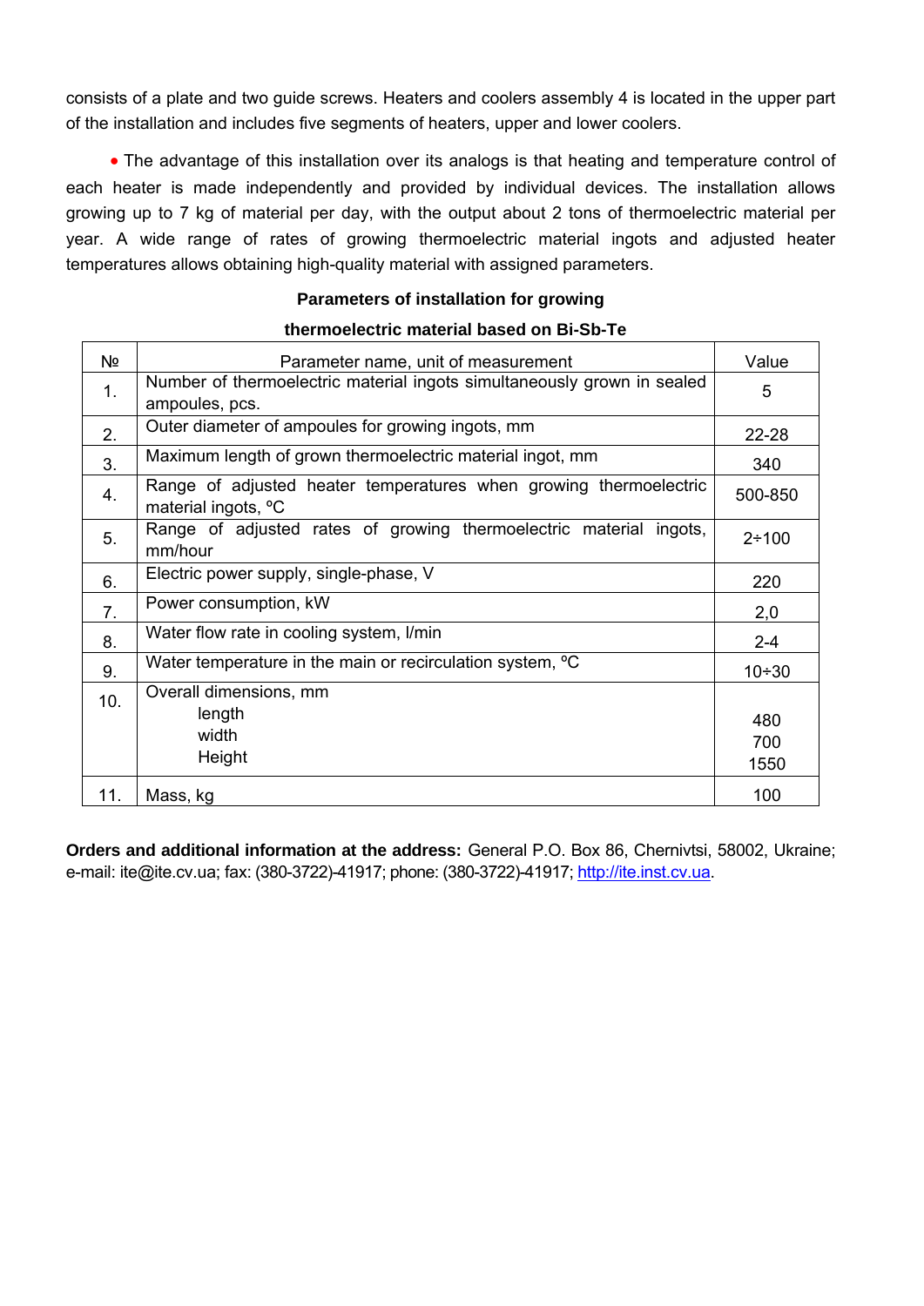consists of a plate and two guide screws. Heaters and coolers assembly 4 is located in the upper part of the installation and includes five segments of heaters, upper and lower coolers.

- The advantage of this installation over its analogs is that heating and temperature control of each heater is made independently and provided by individual devices. The installation allows growing up to 7 kg of material per day, with the output about 2 tons of thermoelectric material per year. A wide range of rates of growing thermoelectric material ingots and adjusted heater temperatures allows obtaining high-quality material with assigned parameters.

**Parameters of installation for growing thermoelectric material based on Bi-Sb-Te**

| № | Parameter name, unit of measurement | Value |
|---|---|---|
| 1. | Number of thermoelectric material ingots simultaneously grown in sealed ampoules, pcs. | 5 |
| 2. | Outer diameter of ampoules for growing ingots, mm | 22-28 |
| 3. | Maximum length of grown thermoelectric material ingot, mm | 340 |
| 4. | Range of adjusted heater temperatures when growing thermoelectric material ingots, ºC | 500-850 |
| 5. | Range of adjusted rates of growing thermoelectric material ingots, mm/hour | 2÷100 |
| 6. | Electric power supply, single-phase, V | 220 |
| 7. | Power consumption, kW | 2,0 |
| 8. | Water flow rate in cooling system, l/min | 2-4 |
| 9. | Water temperature in the main or recirculation system, ºC | 10÷30 |
| 10. | Overall dimensions, mm<br>length<br>width<br>Height | <br>480<br>700<br>1550 |
| 11. | Mass, kg | 100 |

**Orders and additional information at the address:** General P.O. Box 86, Chernivtsi, 58002, Ukraine; e-mail: ite@ite.cv.ua; fax: (380-3722)-41917; phone: (380-3722)-41917; http://ite.inst.cv.ua.